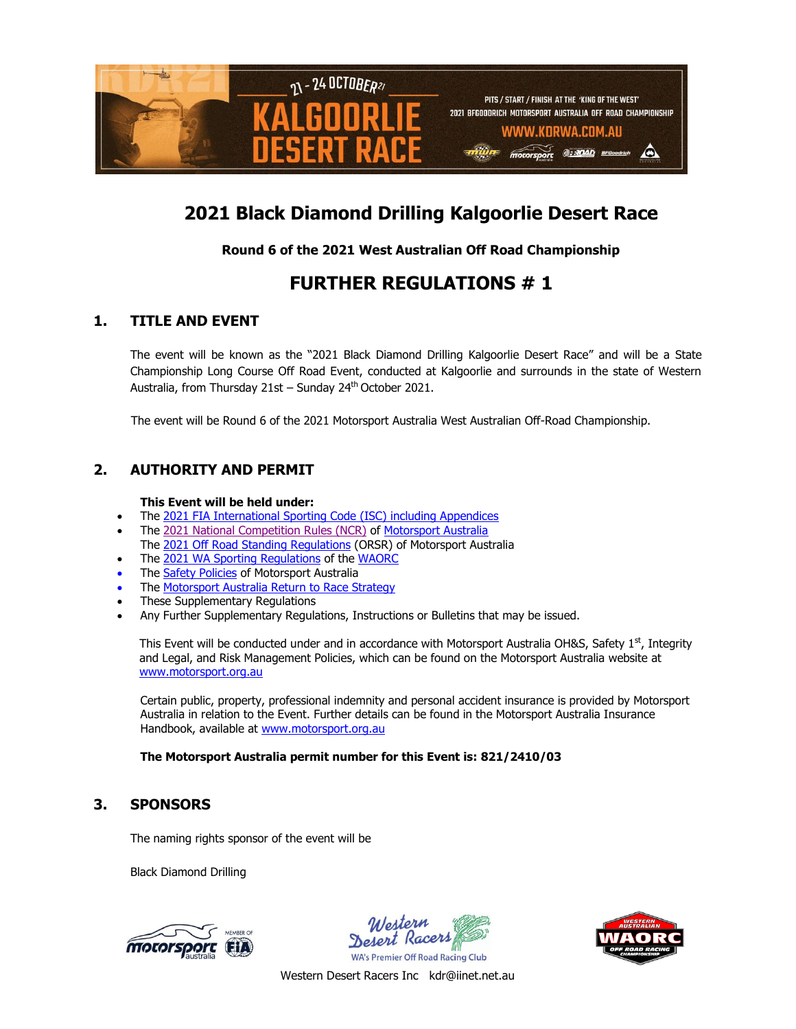# 2021 Black Diamond Drilling Kalgoorlie Desert Race

**Round 6 of the 2021 West Australian Off Road Championship**

# FURTHER REGULATIONS # 1

## 1. TITLE AND EVENT

The event will be known as the "2021 Black Diamond Drilling Kalgoorlie Desert Race" and will be a State Championship Long Course Off Road Event, conducted at Kalgoorlie and surrounds in the state of Western Australia, from Thursday 21st – Sunday 24th October 2021.

The event will be Round 6 of the 2021 Motorsport Australia West Australian Off-Road Championship.

## 2. AUTHORITY AND PERMIT

**This Event will be held under:**

- The 2021 FIA International Sporting Code (ISC) including Appendices
- The 2021 National Competition Rules (NCR) of Motorsport Australia
  The 2021 Off Road Standing Regulations (ORSR) of Motorsport Australia
- The 2021 WA Sporting Regulations of the WAORC
- The Safety Policies of Motorsport Australia
- The Motorsport Australia Return to Race Strategy
- These Supplementary Regulations
- Any Further Supplementary Regulations, Instructions or Bulletins that may be issued.

This Event will be conducted under and in accordance with Motorsport Australia OH&S, Safety 1st, Integrity and Legal, and Risk Management Policies, which can be found on the Motorsport Australia website at www.motorsport.org.au

Certain public, property, professional indemnity and personal accident insurance is provided by Motorsport Australia in relation to the Event. Further details can be found in the Motorsport Australia Insurance Handbook, available at www.motorsport.org.au

**The Motorsport Australia permit number for this Event is: 821/2410/03**

## 3. SPONSORS

The naming rights sponsor of the event will be

Black Diamond Drilling

Western Desert Racers Inc kdr@iinet.net.au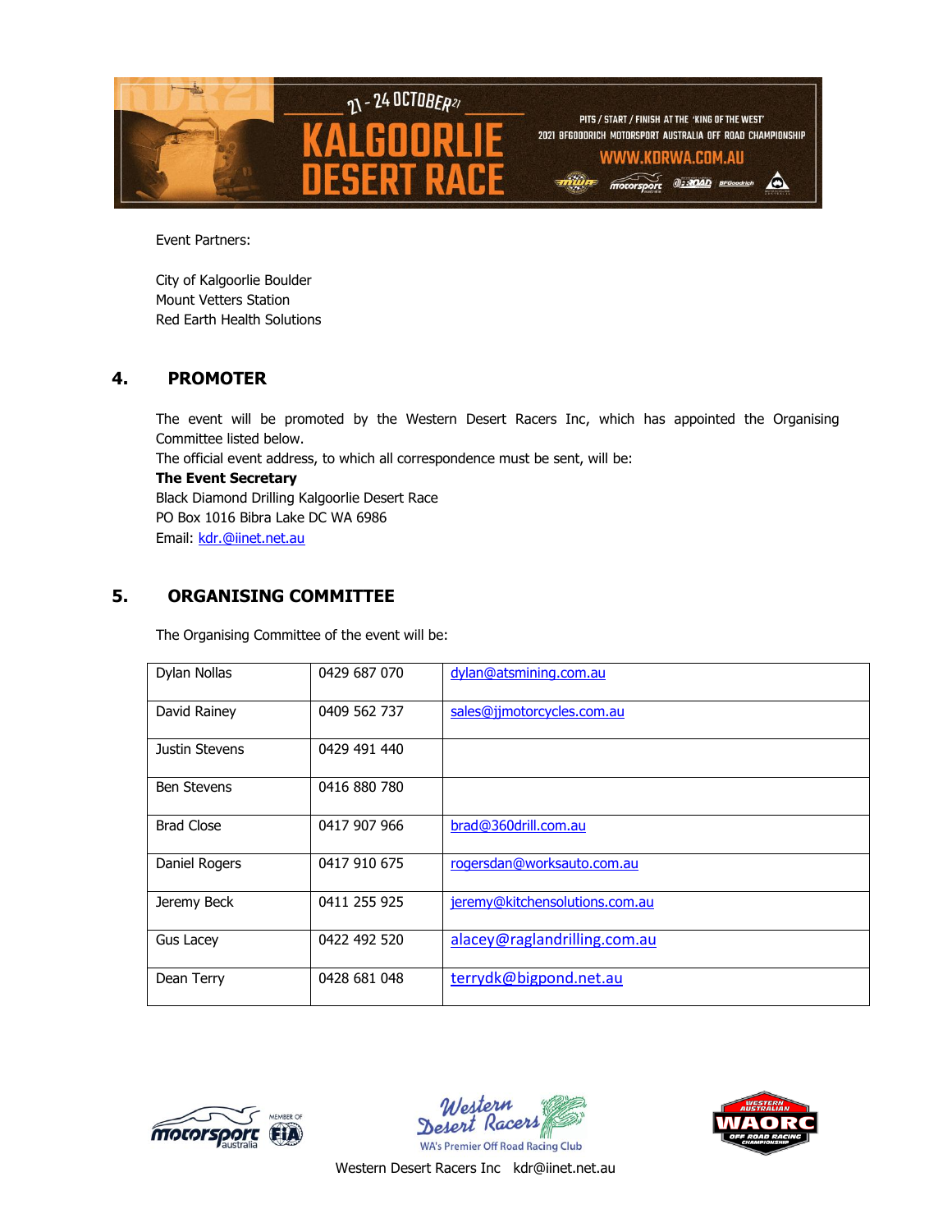Event Partners:

City of Kalgoorlie Boulder
Mount Vetters Station
Red Earth Health Solutions

## 4. PROMOTER

The event will be promoted by the Western Desert Racers Inc, which has appointed the Organising Committee listed below.
The official event address, to which all correspondence must be sent, will be:
**The Event Secretary**
Black Diamond Drilling Kalgoorlie Desert Race
PO Box 1016 Bibra Lake DC WA 6986
Email: kdr.@iinet.net.au

## 5. ORGANISING COMMITTEE

The Organising Committee of the event will be:

| | | |
|---|---|---|
| Dylan Nollas | 0429 687 070 | dylan@atsmining.com.au |
| David Rainey | 0409 562 737 | sales@jjmotorcycles.com.au |
| Justin Stevens | 0429 491 440 | |
| Ben Stevens | 0416 880 780 | |
| Brad Close | 0417 907 966 | brad@360drill.com.au |
| Daniel Rogers | 0417 910 675 | rogersdan@worksauto.com.au |
| Jeremy Beck | 0411 255 925 | jeremy@kitchensolutions.com.au |
| Gus Lacey | 0422 492 520 | alacey@raglandrilling.com.au |
| Dean Terry | 0428 681 048 | terrydk@bigpond.net.au |

Western Desert Racers Inc kdr@iinet.net.au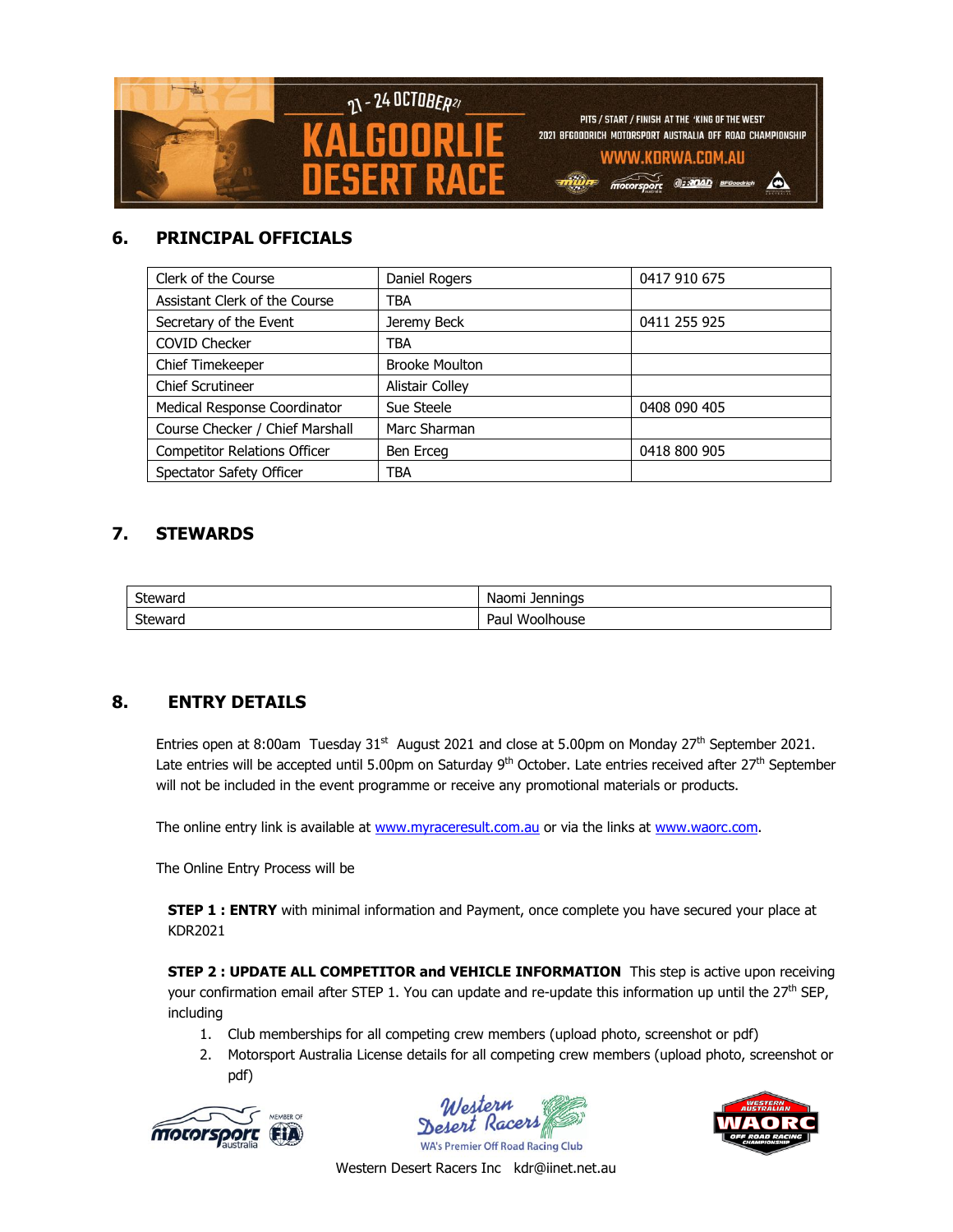## 6. PRINCIPAL OFFICIALS

| | | |
|---|---|---|
| Clerk of the Course | Daniel Rogers | 0417 910 675 |
| Assistant Clerk of the Course | TBA | |
| Secretary of the Event | Jeremy Beck | 0411 255 925 |
| COVID Checker | TBA | |
| Chief Timekeeper | Brooke Moulton | |
| Chief Scrutineer | Alistair Colley | |
| Medical Response Coordinator | Sue Steele | 0408 090 405 |
| Course Checker / Chief Marshall | Marc Sharman | |
| Competitor Relations Officer | Ben Erceg | 0418 800 905 |
| Spectator Safety Officer | TBA | |

## 7. STEWARDS

| | |
|---|---|
| Steward | Naomi Jennings |
| Steward | Paul Woolhouse |

## 8. ENTRY DETAILS

Entries open at 8:00am Tuesday 31st August 2021 and close at 5.00pm on Monday 27th September 2021. Late entries will be accepted until 5.00pm on Saturday 9th October. Late entries received after 27th September will not be included in the event programme or receive any promotional materials or products.

The online entry link is available at www.myraceresult.com.au or via the links at www.waorc.com.

The Online Entry Process will be

**STEP 1 : ENTRY** with minimal information and Payment, once complete you have secured your place at KDR2021

**STEP 2 : UPDATE ALL COMPETITOR and VEHICLE INFORMATION** This step is active upon receiving your confirmation email after STEP 1. You can update and re-update this information up until the 27th SEP, including

1. Club memberships for all competing crew members (upload photo, screenshot or pdf)
2. Motorsport Australia License details for all competing crew members (upload photo, screenshot or pdf)

Western Desert Racers Inc kdr@iinet.net.au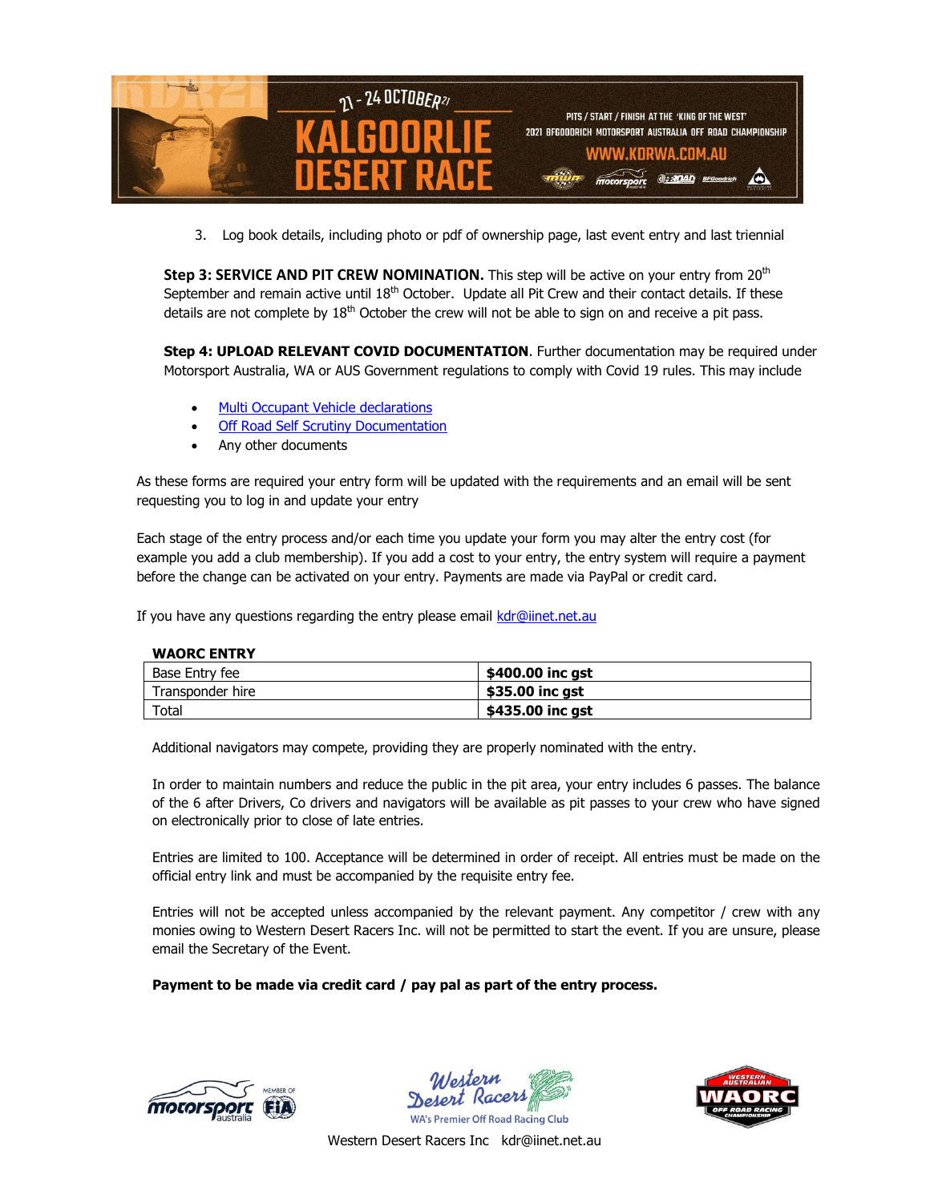3. Log book details, including photo or pdf of ownership page, last event entry and last triennial

**Step 3: SERVICE AND PIT CREW NOMINATION.** This step will be active on your entry from 20th September and remain active until 18th October. Update all Pit Crew and their contact details. If these details are not complete by 18th October the crew will not be able to sign on and receive a pit pass.

**Step 4: UPLOAD RELEVANT COVID DOCUMENTATION**. Further documentation may be required under Motorsport Australia, WA or AUS Government regulations to comply with Covid 19 rules. This may include

- Multi Occupant Vehicle declarations
- Off Road Self Scrutiny Documentation
- Any other documents

As these forms are required your entry form will be updated with the requirements and an email will be sent requesting you to log in and update your entry

Each stage of the entry process and/or each time you update your form you may alter the entry cost (for example you add a club membership). If you add a cost to your entry, the entry system will require a payment before the change can be activated on your entry. Payments are made via PayPal or credit card.

If you have any questions regarding the entry please email kdr@iinet.net.au

**WAORC ENTRY**

| | |
|---|---|
| Base Entry fee | **$400.00 inc gst** |
| Transponder hire | **$35.00 inc gst** |
| Total | **$435.00 inc gst** |

Additional navigators may compete, providing they are properly nominated with the entry.

In order to maintain numbers and reduce the public in the pit area, your entry includes 6 passes. The balance of the 6 after Drivers, Co drivers and navigators will be available as pit passes to your crew who have signed on electronically prior to close of late entries.

Entries are limited to 100. Acceptance will be determined in order of receipt. All entries must be made on the official entry link and must be accompanied by the requisite entry fee.

Entries will not be accepted unless accompanied by the relevant payment. Any competitor / crew with any monies owing to Western Desert Racers Inc. will not be permitted to start the event. If you are unsure, please email the Secretary of the Event.

**Payment to be made via credit card / pay pal as part of the entry process.**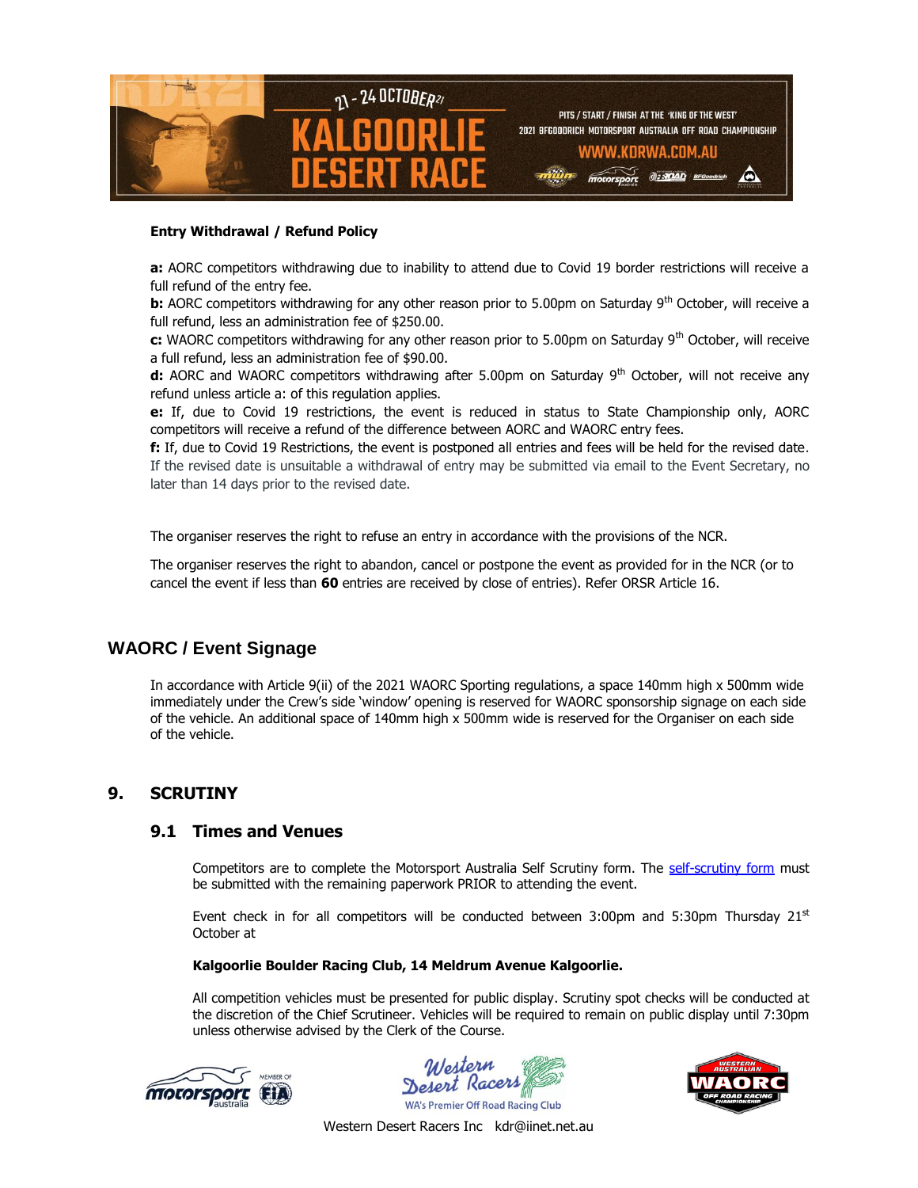**Entry Withdrawal / Refund Policy**

**a:** AORC competitors withdrawing due to inability to attend due to Covid 19 border restrictions will receive a full refund of the entry fee.
**b:** AORC competitors withdrawing for any other reason prior to 5.00pm on Saturday 9th October, will receive a full refund, less an administration fee of $250.00.
**c:** WAORC competitors withdrawing for any other reason prior to 5.00pm on Saturday 9th October, will receive a full refund, less an administration fee of $90.00.
**d:** AORC and WAORC competitors withdrawing after 5.00pm on Saturday 9th October, will not receive any refund unless article a: of this regulation applies.
**e:** If, due to Covid 19 restrictions, the event is reduced in status to State Championship only, AORC competitors will receive a refund of the difference between AORC and WAORC entry fees.
**f:** If, due to Covid 19 Restrictions, the event is postponed all entries and fees will be held for the revised date. If the revised date is unsuitable a withdrawal of entry may be submitted via email to the Event Secretary, no later than 14 days prior to the revised date.

The organiser reserves the right to refuse an entry in accordance with the provisions of the NCR.

The organiser reserves the right to abandon, cancel or postpone the event as provided for in the NCR (or to cancel the event if less than **60** entries are received by close of entries). Refer ORSR Article 16.

## WAORC / Event Signage

In accordance with Article 9(ii) of the 2021 WAORC Sporting regulations, a space 140mm high x 500mm wide immediately under the Crew's side 'window' opening is reserved for WAORC sponsorship signage on each side of the vehicle. An additional space of 140mm high x 500mm wide is reserved for the Organiser on each side of the vehicle.

## 9. SCRUTINY

### 9.1 Times and Venues

Competitors are to complete the Motorsport Australia Self Scrutiny form. The self-scrutiny form must be submitted with the remaining paperwork PRIOR to attending the event.

Event check in for all competitors will be conducted between 3:00pm and 5:30pm Thursday 21st October at

**Kalgoorlie Boulder Racing Club, 14 Meldrum Avenue Kalgoorlie.**

All competition vehicles must be presented for public display. Scrutiny spot checks will be conducted at the discretion of the Chief Scrutineer. Vehicles will be required to remain on public display until 7:30pm unless otherwise advised by the Clerk of the Course.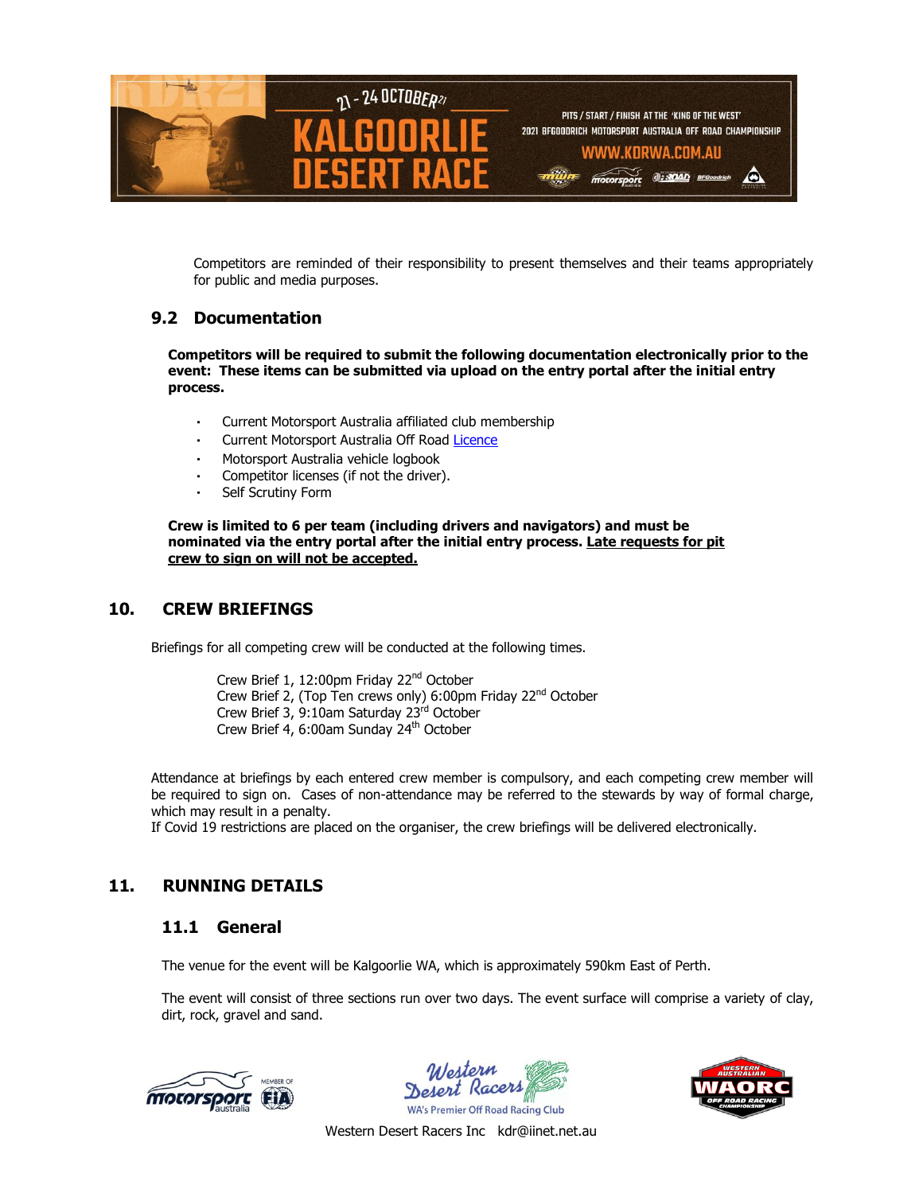Competitors are reminded of their responsibility to present themselves and their teams appropriately for public and media purposes.

### 9.2 Documentation

**Competitors will be required to submit the following documentation electronically prior to the event: These items can be submitted via upload on the entry portal after the initial entry process.**

- Current Motorsport Australia affiliated club membership
- Current Motorsport Australia Off Road Licence
- Motorsport Australia vehicle logbook
- Competitor licenses (if not the driver).
- Self Scrutiny Form

**Crew is limited to 6 per team (including drivers and navigators) and must be nominated via the entry portal after the initial entry process. <u>Late requests for pit crew to sign on will not be accepted.</u>**

## 10. CREW BRIEFINGS

Briefings for all competing crew will be conducted at the following times.

Crew Brief 1, 12:00pm Friday 22nd October
Crew Brief 2, (Top Ten crews only) 6:00pm Friday 22nd October
Crew Brief 3, 9:10am Saturday 23rd October
Crew Brief 4, 6:00am Sunday 24th October

Attendance at briefings by each entered crew member is compulsory, and each competing crew member will be required to sign on. Cases of non-attendance may be referred to the stewards by way of formal charge, which may result in a penalty.
If Covid 19 restrictions are placed on the organiser, the crew briefings will be delivered electronically.

## 11. RUNNING DETAILS

### 11.1 General

The venue for the event will be Kalgoorlie WA, which is approximately 590km East of Perth.

The event will consist of three sections run over two days. The event surface will comprise a variety of clay, dirt, rock, gravel and sand.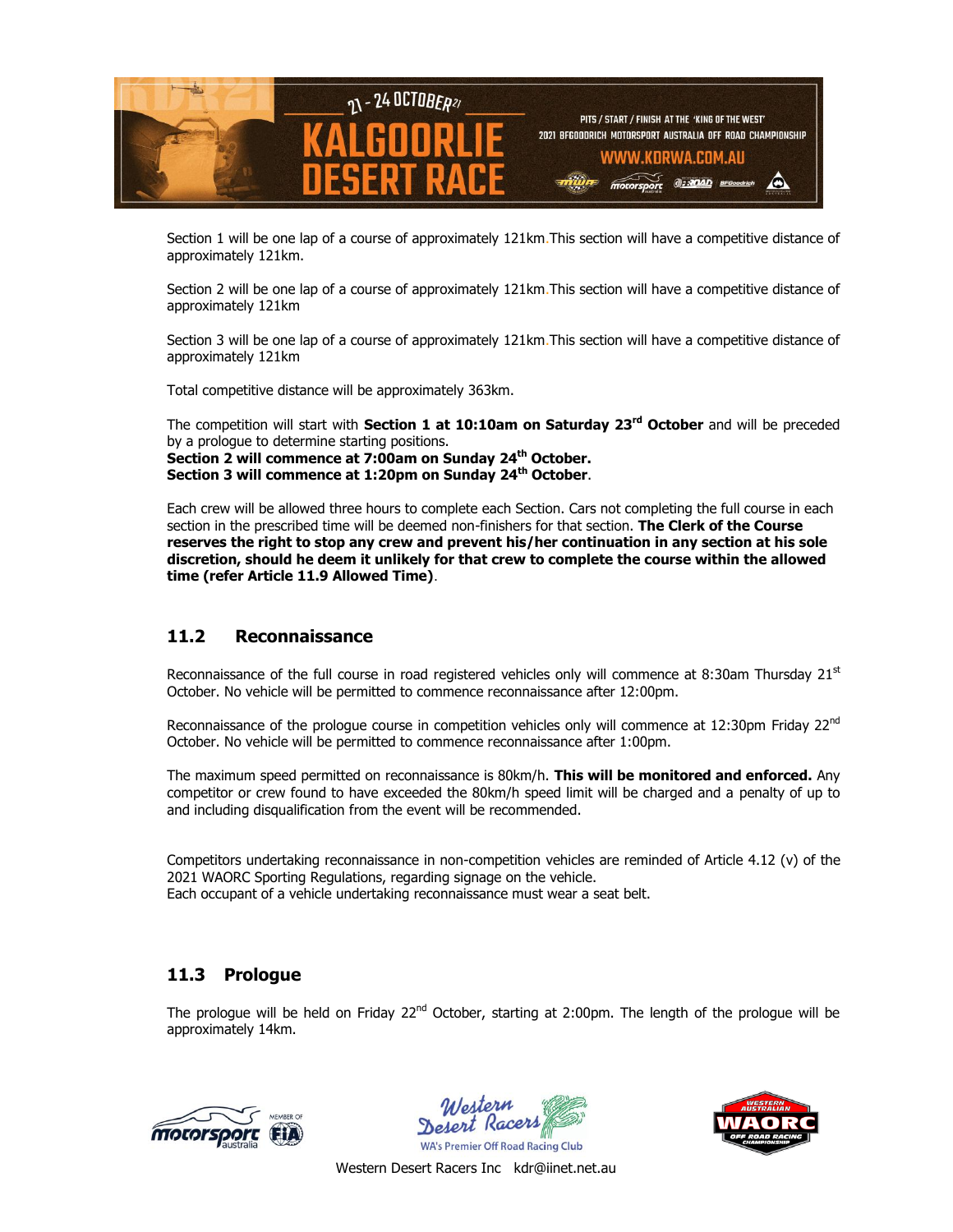Section 1 will be one lap of a course of approximately 121km.This section will have a competitive distance of approximately 121km.

Section 2 will be one lap of a course of approximately 121km.This section will have a competitive distance of approximately 121km

Section 3 will be one lap of a course of approximately 121km.This section will have a competitive distance of approximately 121km

Total competitive distance will be approximately 363km.

The competition will start with **Section 1 at 10:10am on Saturday 23rd October** and will be preceded by a prologue to determine starting positions.
**Section 2 will commence at 7:00am on Sunday 24th October.**
**Section 3 will commence at 1:20pm on Sunday 24th October**.

Each crew will be allowed three hours to complete each Section. Cars not completing the full course in each section in the prescribed time will be deemed non-finishers for that section. **The Clerk of the Course reserves the right to stop any crew and prevent his/her continuation in any section at his sole discretion, should he deem it unlikely for that crew to complete the course within the allowed time (refer Article 11.9 Allowed Time)**.

## 11.2 Reconnaissance

Reconnaissance of the full course in road registered vehicles only will commence at 8:30am Thursday 21st October. No vehicle will be permitted to commence reconnaissance after 12:00pm.

Reconnaissance of the prologue course in competition vehicles only will commence at 12:30pm Friday 22nd October. No vehicle will be permitted to commence reconnaissance after 1:00pm.

The maximum speed permitted on reconnaissance is 80km/h. **This will be monitored and enforced.** Any competitor or crew found to have exceeded the 80km/h speed limit will be charged and a penalty of up to and including disqualification from the event will be recommended.

Competitors undertaking reconnaissance in non-competition vehicles are reminded of Article 4.12 (v) of the 2021 WAORC Sporting Regulations, regarding signage on the vehicle.
Each occupant of a vehicle undertaking reconnaissance must wear a seat belt.

## 11.3 Prologue

The prologue will be held on Friday 22nd October, starting at 2:00pm. The length of the prologue will be approximately 14km.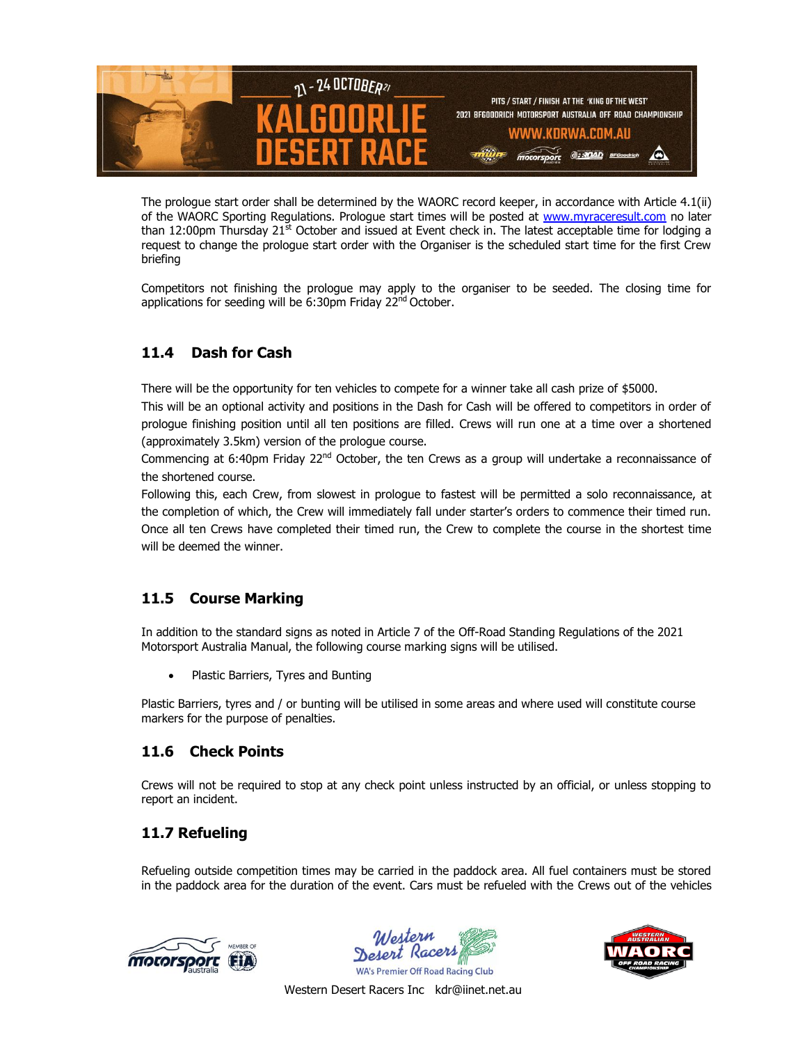The prologue start order shall be determined by the WAORC record keeper, in accordance with Article 4.1(ii) of the WAORC Sporting Regulations. Prologue start times will be posted at www.myraceresult.com no later than 12:00pm Thursday 21st October and issued at Event check in. The latest acceptable time for lodging a request to change the prologue start order with the Organiser is the scheduled start time for the first Crew briefing

Competitors not finishing the prologue may apply to the organiser to be seeded. The closing time for applications for seeding will be 6:30pm Friday 22nd October.

## 11.4 Dash for Cash

There will be the opportunity for ten vehicles to compete for a winner take all cash prize of $5000.

This will be an optional activity and positions in the Dash for Cash will be offered to competitors in order of prologue finishing position until all ten positions are filled. Crews will run one at a time over a shortened (approximately 3.5km) version of the prologue course.

Commencing at 6:40pm Friday 22nd October, the ten Crews as a group will undertake a reconnaissance of the shortened course.

Following this, each Crew, from slowest in prologue to fastest will be permitted a solo reconnaissance, at the completion of which, the Crew will immediately fall under starter's orders to commence their timed run. Once all ten Crews have completed their timed run, the Crew to complete the course in the shortest time will be deemed the winner.

## 11.5 Course Marking

In addition to the standard signs as noted in Article 7 of the Off-Road Standing Regulations of the 2021 Motorsport Australia Manual, the following course marking signs will be utilised.

- Plastic Barriers, Tyres and Bunting

Plastic Barriers, tyres and / or bunting will be utilised in some areas and where used will constitute course markers for the purpose of penalties.

## 11.6 Check Points

Crews will not be required to stop at any check point unless instructed by an official, or unless stopping to report an incident.

## 11.7 Refueling

Refueling outside competition times may be carried in the paddock area. All fuel containers must be stored in the paddock area for the duration of the event. Cars must be refueled with the Crews out of the vehicles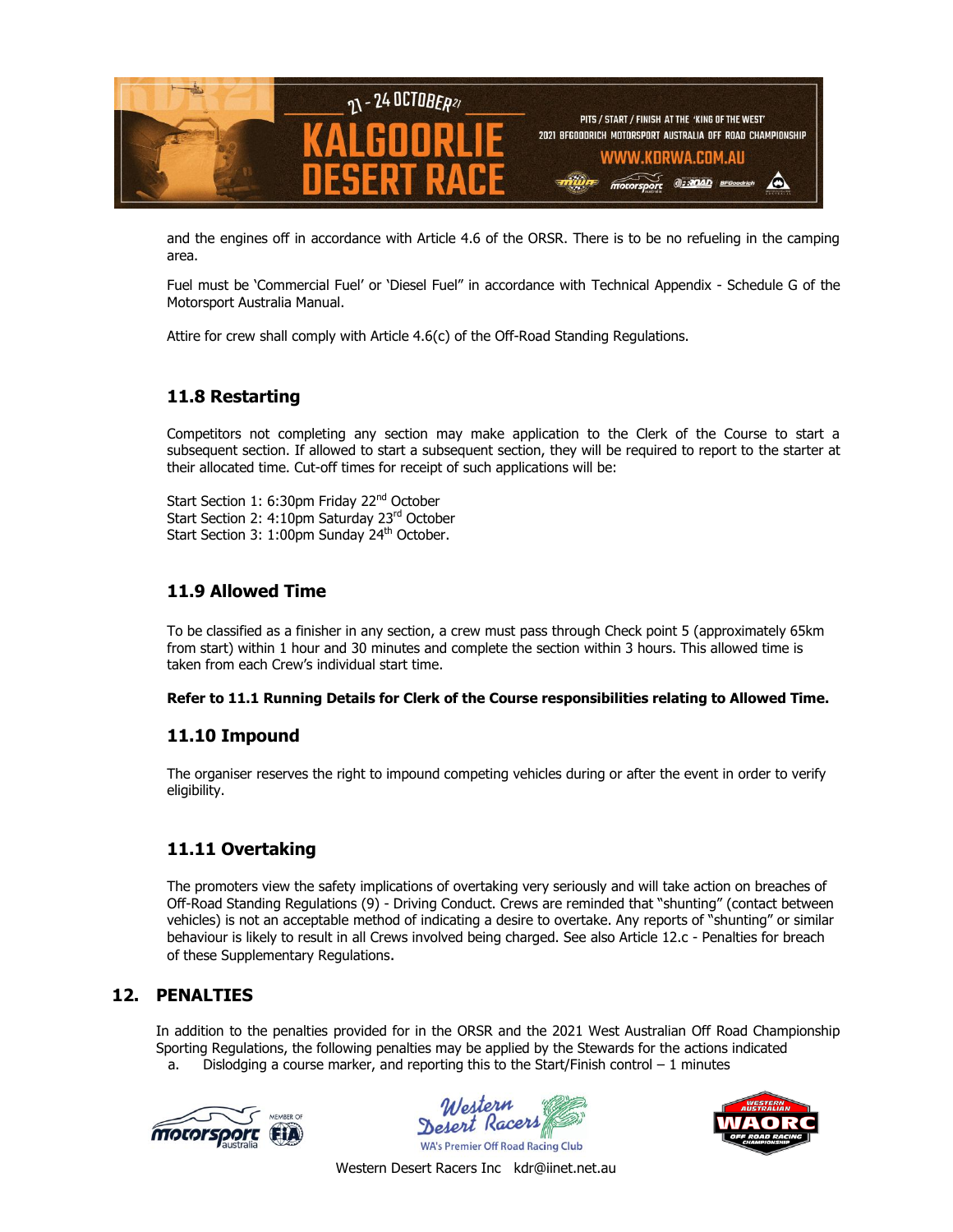and the engines off in accordance with Article 4.6 of the ORSR. There is to be no refueling in the camping area.

Fuel must be 'Commercial Fuel' or 'Diesel Fuel" in accordance with Technical Appendix - Schedule G of the Motorsport Australia Manual.

Attire for crew shall comply with Article 4.6(c) of the Off-Road Standing Regulations.

### 11.8 Restarting

Competitors not completing any section may make application to the Clerk of the Course to start a subsequent section. If allowed to start a subsequent section, they will be required to report to the starter at their allocated time. Cut-off times for receipt of such applications will be:

Start Section 1: 6:30pm Friday 22nd October
Start Section 2: 4:10pm Saturday 23rd October
Start Section 3: 1:00pm Sunday 24th October.

### 11.9 Allowed Time

To be classified as a finisher in any section, a crew must pass through Check point 5 (approximately 65km from start) within 1 hour and 30 minutes and complete the section within 3 hours. This allowed time is taken from each Crew's individual start time.

**Refer to 11.1 Running Details for Clerk of the Course responsibilities relating to Allowed Time.**

### 11.10 Impound

The organiser reserves the right to impound competing vehicles during or after the event in order to verify eligibility.

### 11.11 Overtaking

The promoters view the safety implications of overtaking very seriously and will take action on breaches of Off-Road Standing Regulations (9) - Driving Conduct. Crews are reminded that "shunting" (contact between vehicles) is not an acceptable method of indicating a desire to overtake. Any reports of "shunting" or similar behaviour is likely to result in all Crews involved being charged. See also Article 12.c - Penalties for breach of these Supplementary Regulations.

## 12. PENALTIES

In addition to the penalties provided for in the ORSR and the 2021 West Australian Off Road Championship Sporting Regulations, the following penalties may be applied by the Stewards for the actions indicated

a. Dislodging a course marker, and reporting this to the Start/Finish control – 1 minutes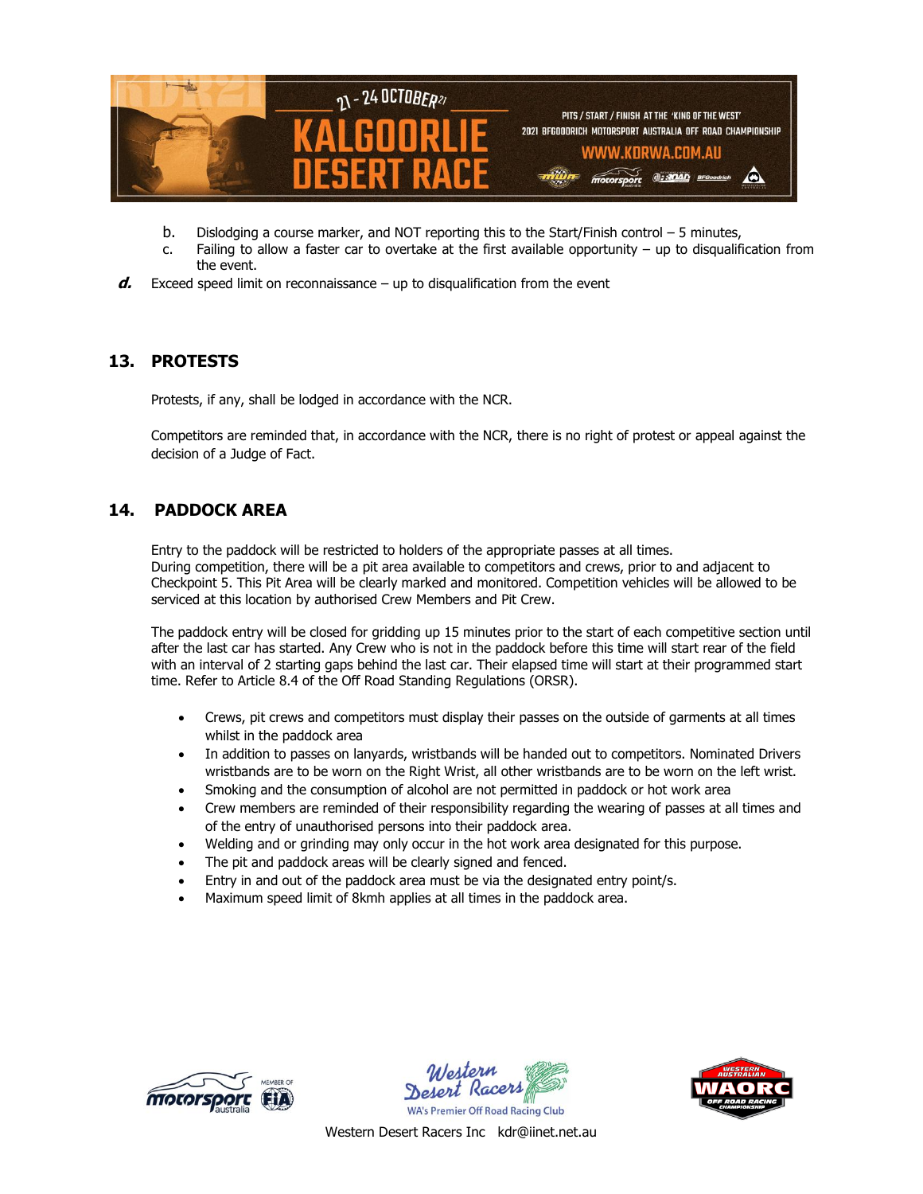b. Dislodging a course marker, and NOT reporting this to the Start/Finish control – 5 minutes,

c. Failing to allow a faster car to overtake at the first available opportunity – up to disqualification from the event.

***d.*** Exceed speed limit on reconnaissance – up to disqualification from the event

## 13. PROTESTS

Protests, if any, shall be lodged in accordance with the NCR.

Competitors are reminded that, in accordance with the NCR, there is no right of protest or appeal against the decision of a Judge of Fact.

## 14. PADDOCK AREA

Entry to the paddock will be restricted to holders of the appropriate passes at all times.
During competition, there will be a pit area available to competitors and crews, prior to and adjacent to Checkpoint 5. This Pit Area will be clearly marked and monitored. Competition vehicles will be allowed to be serviced at this location by authorised Crew Members and Pit Crew.

The paddock entry will be closed for gridding up 15 minutes prior to the start of each competitive section until after the last car has started. Any Crew who is not in the paddock before this time will start rear of the field with an interval of 2 starting gaps behind the last car. Their elapsed time will start at their programmed start time. Refer to Article 8.4 of the Off Road Standing Regulations (ORSR).

- Crews, pit crews and competitors must display their passes on the outside of garments at all times whilst in the paddock area
- In addition to passes on lanyards, wristbands will be handed out to competitors. Nominated Drivers wristbands are to be worn on the Right Wrist, all other wristbands are to be worn on the left wrist.
- Smoking and the consumption of alcohol are not permitted in paddock or hot work area
- Crew members are reminded of their responsibility regarding the wearing of passes at all times and of the entry of unauthorised persons into their paddock area.
- Welding and or grinding may only occur in the hot work area designated for this purpose.
- The pit and paddock areas will be clearly signed and fenced.
- Entry in and out of the paddock area must be via the designated entry point/s.
- Maximum speed limit of 8kmh applies at all times in the paddock area.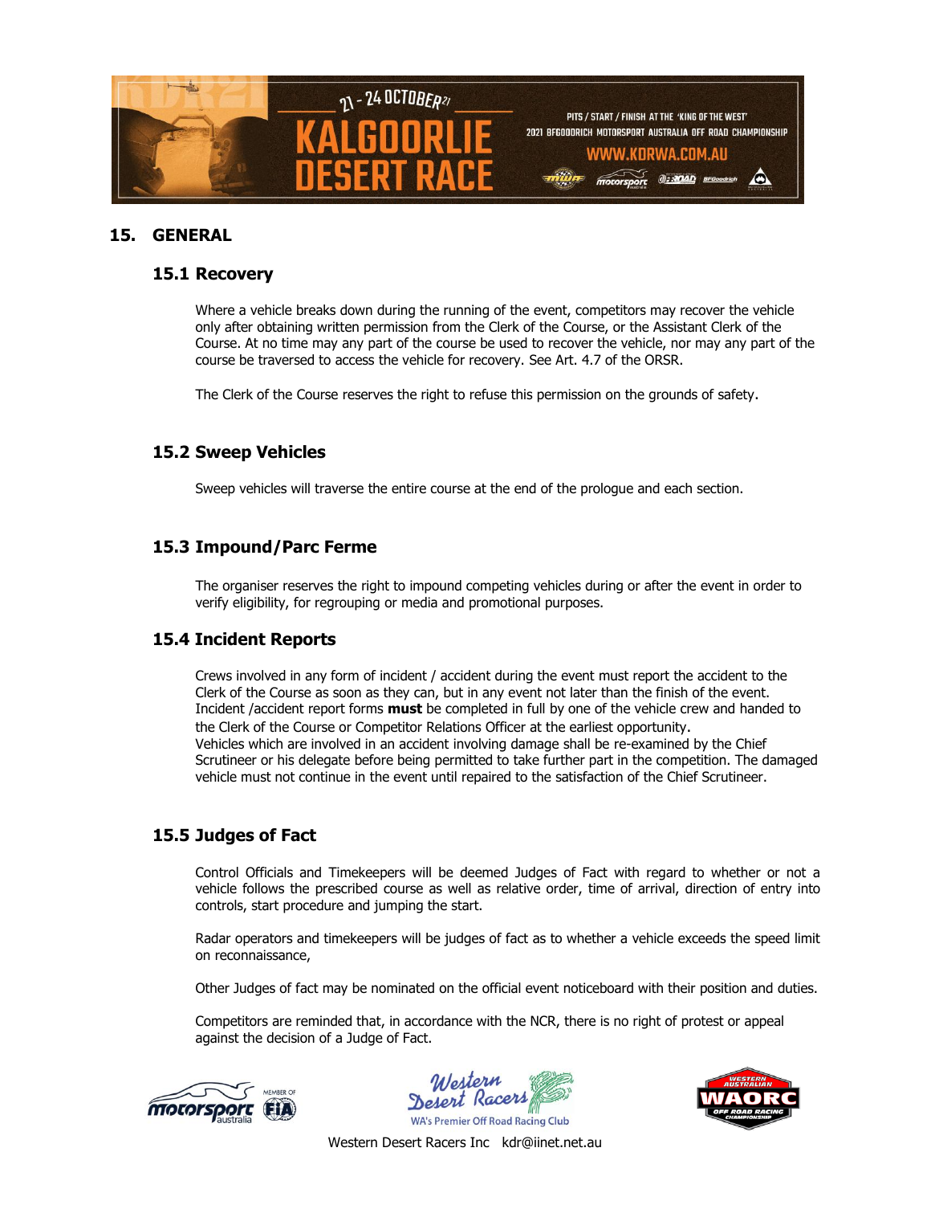## 15. GENERAL

### 15.1 Recovery

Where a vehicle breaks down during the running of the event, competitors may recover the vehicle only after obtaining written permission from the Clerk of the Course, or the Assistant Clerk of the Course. At no time may any part of the course be used to recover the vehicle, nor may any part of the course be traversed to access the vehicle for recovery. See Art. 4.7 of the ORSR.

The Clerk of the Course reserves the right to refuse this permission on the grounds of safety.

### 15.2 Sweep Vehicles

Sweep vehicles will traverse the entire course at the end of the prologue and each section.

### 15.3 Impound/Parc Ferme

The organiser reserves the right to impound competing vehicles during or after the event in order to verify eligibility, for regrouping or media and promotional purposes.

### 15.4 Incident Reports

Crews involved in any form of incident / accident during the event must report the accident to the Clerk of the Course as soon as they can, but in any event not later than the finish of the event. Incident /accident report forms **must** be completed in full by one of the vehicle crew and handed to the Clerk of the Course or Competitor Relations Officer at the earliest opportunity.
Vehicles which are involved in an accident involving damage shall be re-examined by the Chief Scrutineer or his delegate before being permitted to take further part in the competition. The damaged vehicle must not continue in the event until repaired to the satisfaction of the Chief Scrutineer.

### 15.5 Judges of Fact

Control Officials and Timekeepers will be deemed Judges of Fact with regard to whether or not a vehicle follows the prescribed course as well as relative order, time of arrival, direction of entry into controls, start procedure and jumping the start.

Radar operators and timekeepers will be judges of fact as to whether a vehicle exceeds the speed limit on reconnaissance,

Other Judges of fact may be nominated on the official event noticeboard with their position and duties.

Competitors are reminded that, in accordance with the NCR, there is no right of protest or appeal against the decision of a Judge of Fact.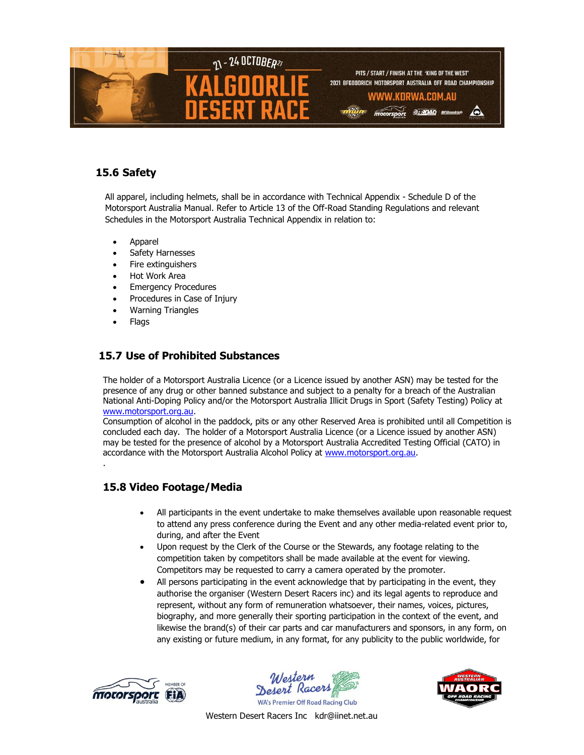## 15.6 Safety

All apparel, including helmets, shall be in accordance with Technical Appendix - Schedule D of the Motorsport Australia Manual. Refer to Article 13 of the Off-Road Standing Regulations and relevant Schedules in the Motorsport Australia Technical Appendix in relation to:

- Apparel
- Safety Harnesses
- Fire extinguishers
- Hot Work Area
- Emergency Procedures
- Procedures in Case of Injury
- Warning Triangles
- Flags

## 15.7 Use of Prohibited Substances

The holder of a Motorsport Australia Licence (or a Licence issued by another ASN) may be tested for the presence of any drug or other banned substance and subject to a penalty for a breach of the Australian National Anti-Doping Policy and/or the Motorsport Australia Illicit Drugs in Sport (Safety Testing) Policy at www.motorsport.org.au.
Consumption of alcohol in the paddock, pits or any other Reserved Area is prohibited until all Competition is concluded each day. The holder of a Motorsport Australia Licence (or a Licence issued by another ASN) may be tested for the presence of alcohol by a Motorsport Australia Accredited Testing Official (CATO) in accordance with the Motorsport Australia Alcohol Policy at www.motorsport.org.au.
.

## 15.8 Video Footage/Media

- All participants in the event undertake to make themselves available upon reasonable request to attend any press conference during the Event and any other media-related event prior to, during, and after the Event
- Upon request by the Clerk of the Course or the Stewards, any footage relating to the competition taken by competitors shall be made available at the event for viewing. Competitors may be requested to carry a camera operated by the promoter.
- All persons participating in the event acknowledge that by participating in the event, they authorise the organiser (Western Desert Racers inc) and its legal agents to reproduce and represent, without any form of remuneration whatsoever, their names, voices, pictures, biography, and more generally their sporting participation in the context of the event, and likewise the brand(s) of their car parts and car manufacturers and sponsors, in any form, on any existing or future medium, in any format, for any publicity to the public worldwide, for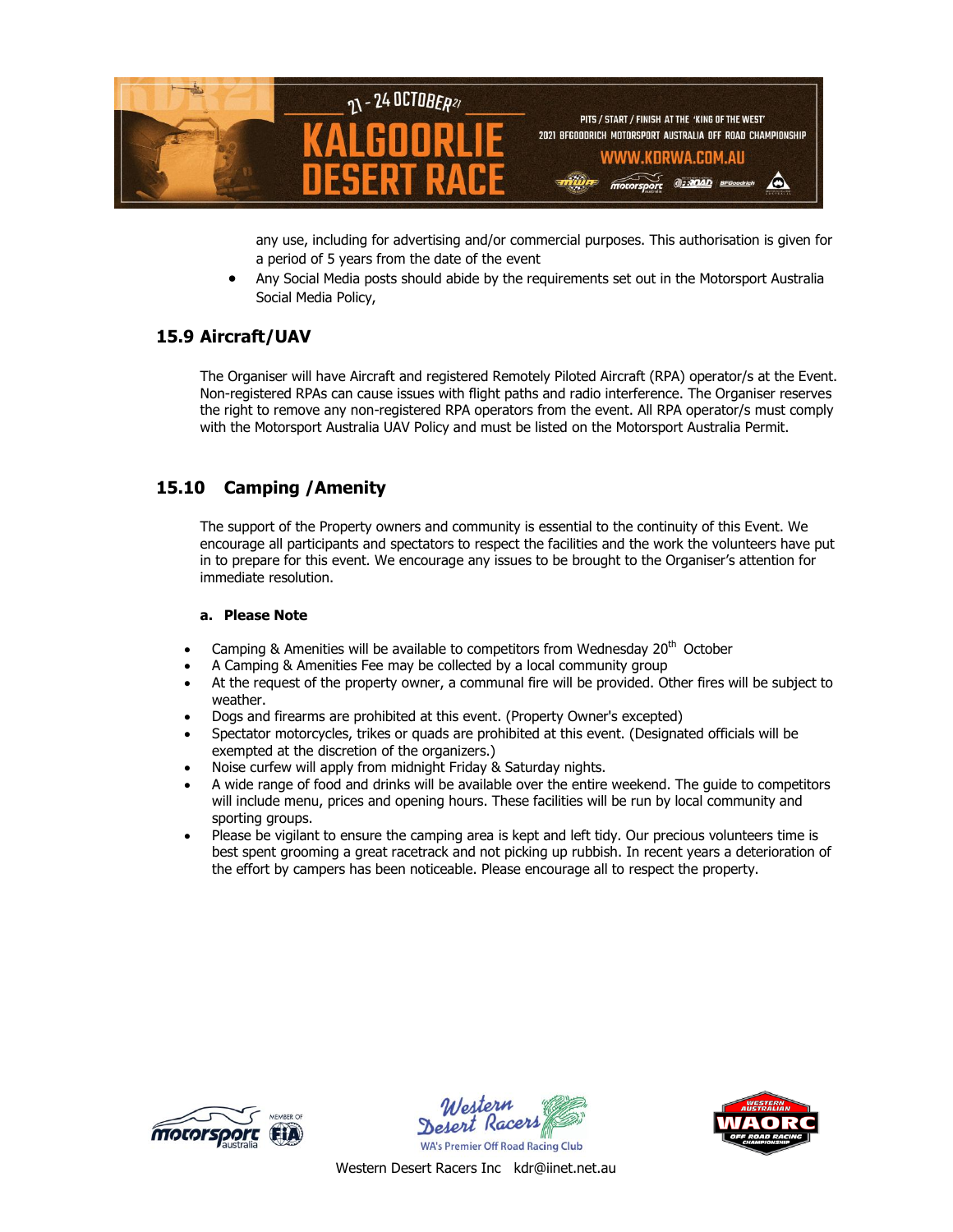any use, including for advertising and/or commercial purposes. This authorisation is given for a period of 5 years from the date of the event

- Any Social Media posts should abide by the requirements set out in the Motorsport Australia Social Media Policy,

## 15.9 Aircraft/UAV

The Organiser will have Aircraft and registered Remotely Piloted Aircraft (RPA) operator/s at the Event. Non-registered RPAs can cause issues with flight paths and radio interference. The Organiser reserves the right to remove any non-registered RPA operators from the event. All RPA operator/s must comply with the Motorsport Australia UAV Policy and must be listed on the Motorsport Australia Permit.

## 15.10 Camping /Amenity

The support of the Property owners and community is essential to the continuity of this Event. We encourage all participants and spectators to respect the facilities and the work the volunteers have put in to prepare for this event. We encourage any issues to be brought to the Organiser's attention for immediate resolution.

### a. Please Note

- Camping & Amenities will be available to competitors from Wednesday 20th October
- A Camping & Amenities Fee may be collected by a local community group
- At the request of the property owner, a communal fire will be provided. Other fires will be subject to weather.
- Dogs and firearms are prohibited at this event. (Property Owner's excepted)
- Spectator motorcycles, trikes or quads are prohibited at this event. (Designated officials will be exempted at the discretion of the organizers.)
- Noise curfew will apply from midnight Friday & Saturday nights.
- A wide range of food and drinks will be available over the entire weekend. The guide to competitors will include menu, prices and opening hours. These facilities will be run by local community and sporting groups.
- Please be vigilant to ensure the camping area is kept and left tidy. Our precious volunteers time is best spent grooming a great racetrack and not picking up rubbish. In recent years a deterioration of the effort by campers has been noticeable. Please encourage all to respect the property.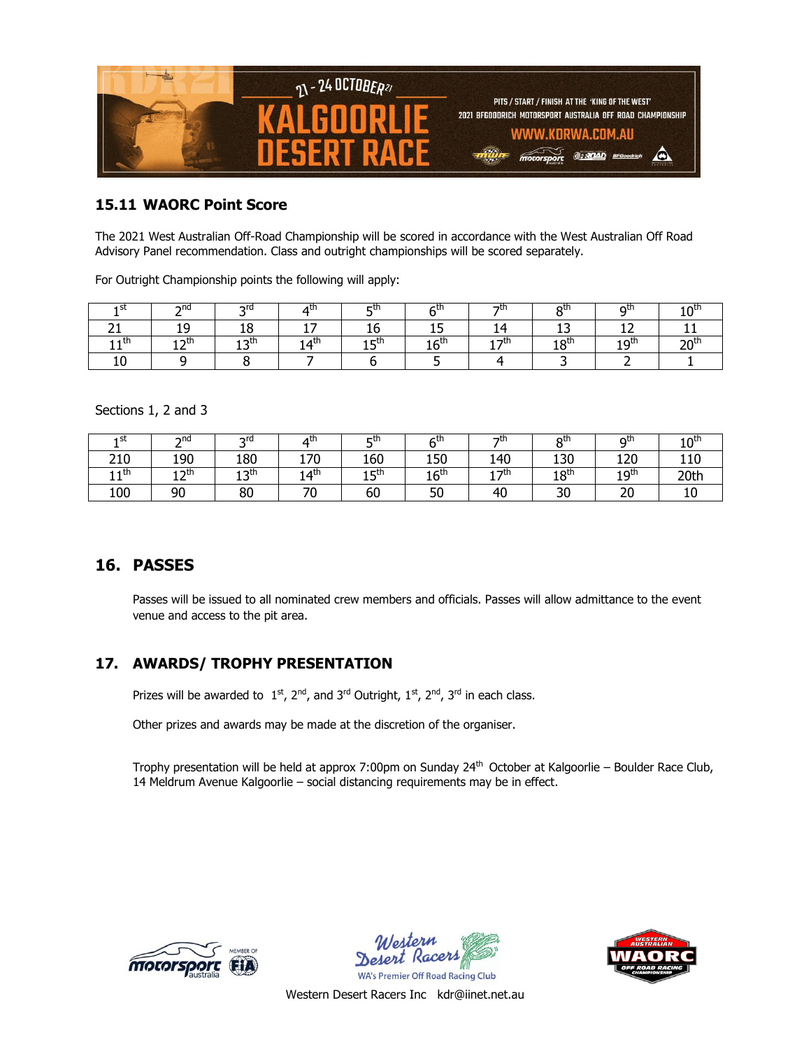## 15.11 WAORC Point Score

The 2021 West Australian Off-Road Championship will be scored in accordance with the West Australian Off Road Advisory Panel recommendation. Class and outright championships will be scored separately.

For Outright Championship points the following will apply:

| 1st | 2nd | 3rd | 4th | 5th | 6th | 7th | 8th | 9th | 10th |
|---|---|---|---|---|---|---|---|---|---|
| 21 | 19 | 18 | 17 | 16 | 15 | 14 | 13 | 12 | 11 |
| 11th | 12th | 13th | 14th | 15th | 16th | 17th | 18th | 19th | 20th |
| 10 | 9 | 8 | 7 | 6 | 5 | 4 | 3 | 2 | 1 |

Sections 1, 2 and 3

| 1st | 2nd | 3rd | 4th | 5th | 6th | 7th | 8th | 9th | 10th |
|---|---|---|---|---|---|---|---|---|---|
| 210 | 190 | 180 | 170 | 160 | 150 | 140 | 130 | 120 | 110 |
| 11th | 12th | 13th | 14th | 15th | 16th | 17th | 18th | 19th | 20th |
| 100 | 90 | 80 | 70 | 60 | 50 | 40 | 30 | 20 | 10 |

## 16. PASSES

Passes will be issued to all nominated crew members and officials. Passes will allow admittance to the event venue and access to the pit area.

## 17. AWARDS/ TROPHY PRESENTATION

Prizes will be awarded to 1st, 2nd, and 3rd Outright, 1st, 2nd, 3rd in each class.

Other prizes and awards may be made at the discretion of the organiser.

Trophy presentation will be held at approx 7:00pm on Sunday 24th October at Kalgoorlie – Boulder Race Club, 14 Meldrum Avenue Kalgoorlie – social distancing requirements may be in effect.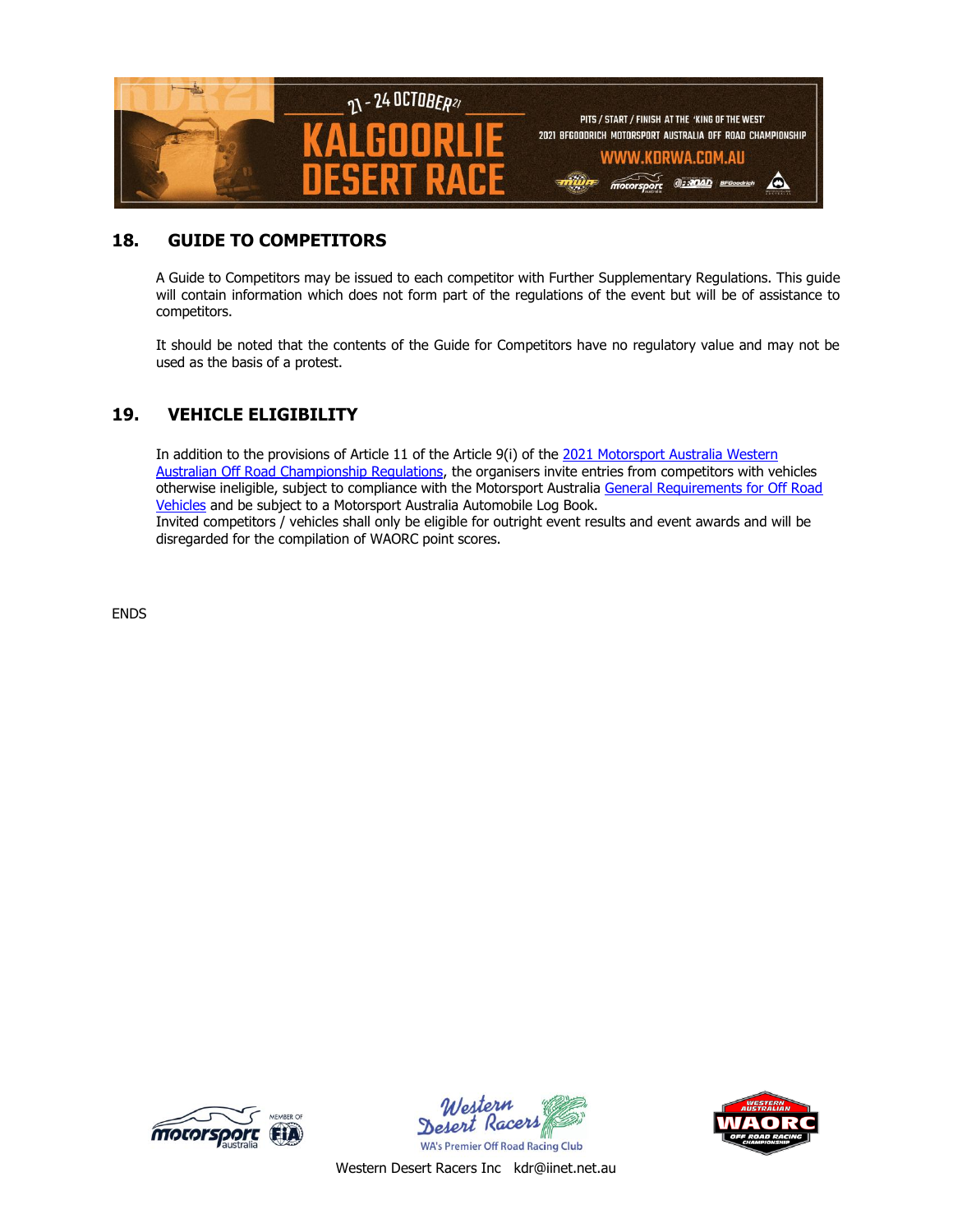## 18. GUIDE TO COMPETITORS

A Guide to Competitors may be issued to each competitor with Further Supplementary Regulations. This guide will contain information which does not form part of the regulations of the event but will be of assistance to competitors.

It should be noted that the contents of the Guide for Competitors have no regulatory value and may not be used as the basis of a protest.

## 19. VEHICLE ELIGIBILITY

In addition to the provisions of Article 11 of the Article 9(i) of the 2021 Motorsport Australia Western Australian Off Road Championship Regulations, the organisers invite entries from competitors with vehicles otherwise ineligible, subject to compliance with the Motorsport Australia General Requirements for Off Road Vehicles and be subject to a Motorsport Australia Automobile Log Book.
Invited competitors / vehicles shall only be eligible for outright event results and event awards and will be disregarded for the compilation of WAORC point scores.

ENDS

Western Desert Racers Inc kdr@iinet.net.au